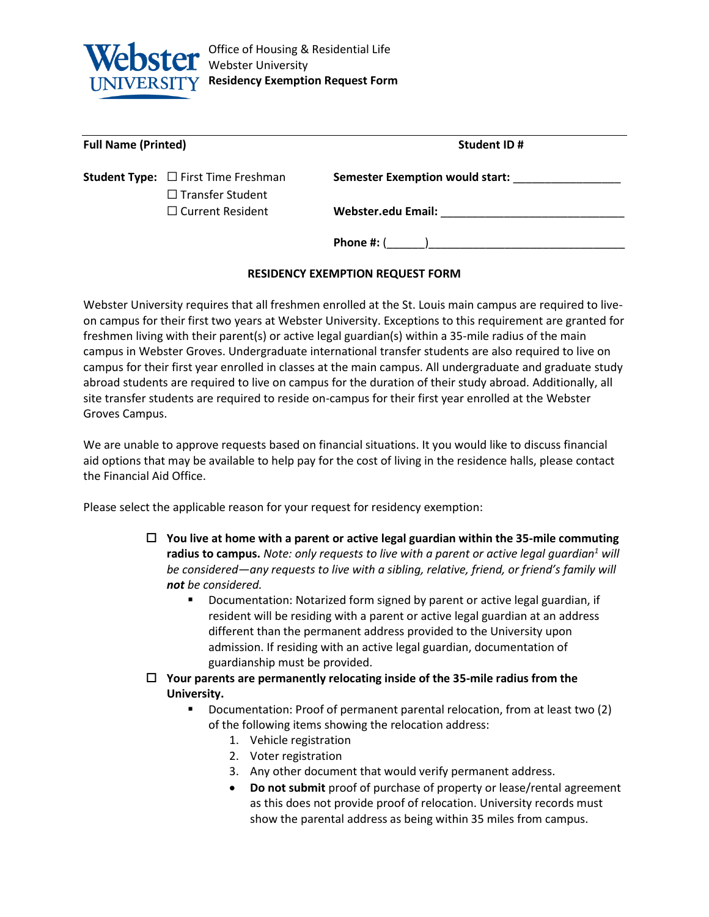Office of Housing & Residential Life
Webster University
**Residency Exemption Request Form**

**Full Name (Printed)** **Student ID #**

**Student Type:** ☐ First Time Freshman
☐ Transfer Student
☐ Current Resident

**Semester Exemption would start:** _________________

**Webster.edu Email:** _____________________________

**Phone #:** (______)_______________________________

## RESIDENCY EXEMPTION REQUEST FORM

Webster University requires that all freshmen enrolled at the St. Louis main campus are required to live-on campus for their first two years at Webster University. Exceptions to this requirement are granted for freshmen living with their parent(s) or active legal guardian(s) within a 35-mile radius of the main campus in Webster Groves. Undergraduate international transfer students are also required to live on campus for their first year enrolled in classes at the main campus. All undergraduate and graduate study abroad students are required to live on campus for the duration of their study abroad. Additionally, all site transfer students are required to reside on-campus for their first year enrolled at the Webster Groves Campus.

We are unable to approve requests based on financial situations. It you would like to discuss financial aid options that may be available to help pay for the cost of living in the residence halls, please contact the Financial Aid Office.

Please select the applicable reason for your request for residency exemption:

- ☐ **You live at home with a parent or active legal guardian within the 35-mile commuting radius to campus.** *Note: only requests to live with a parent or active legal guardian[1] will be considered—any requests to live with a sibling, relative, friend, or friend's family will **not** be considered.*
  - Documentation: Notarized form signed by parent or active legal guardian, if resident will be residing with a parent or active legal guardian at an address different than the permanent address provided to the University upon admission. If residing with an active legal guardian, documentation of guardianship must be provided.
- ☐ **Your parents are permanently relocating inside of the 35-mile radius from the University.**
  - Documentation: Proof of permanent parental relocation, from at least two (2) of the following items showing the relocation address:
    1. Vehicle registration
    2. Voter registration
    3. Any other document that would verify permanent address.
    - **Do not submit** proof of purchase of property or lease/rental agreement as this does not provide proof of relocation. University records must show the parental address as being within 35 miles from campus.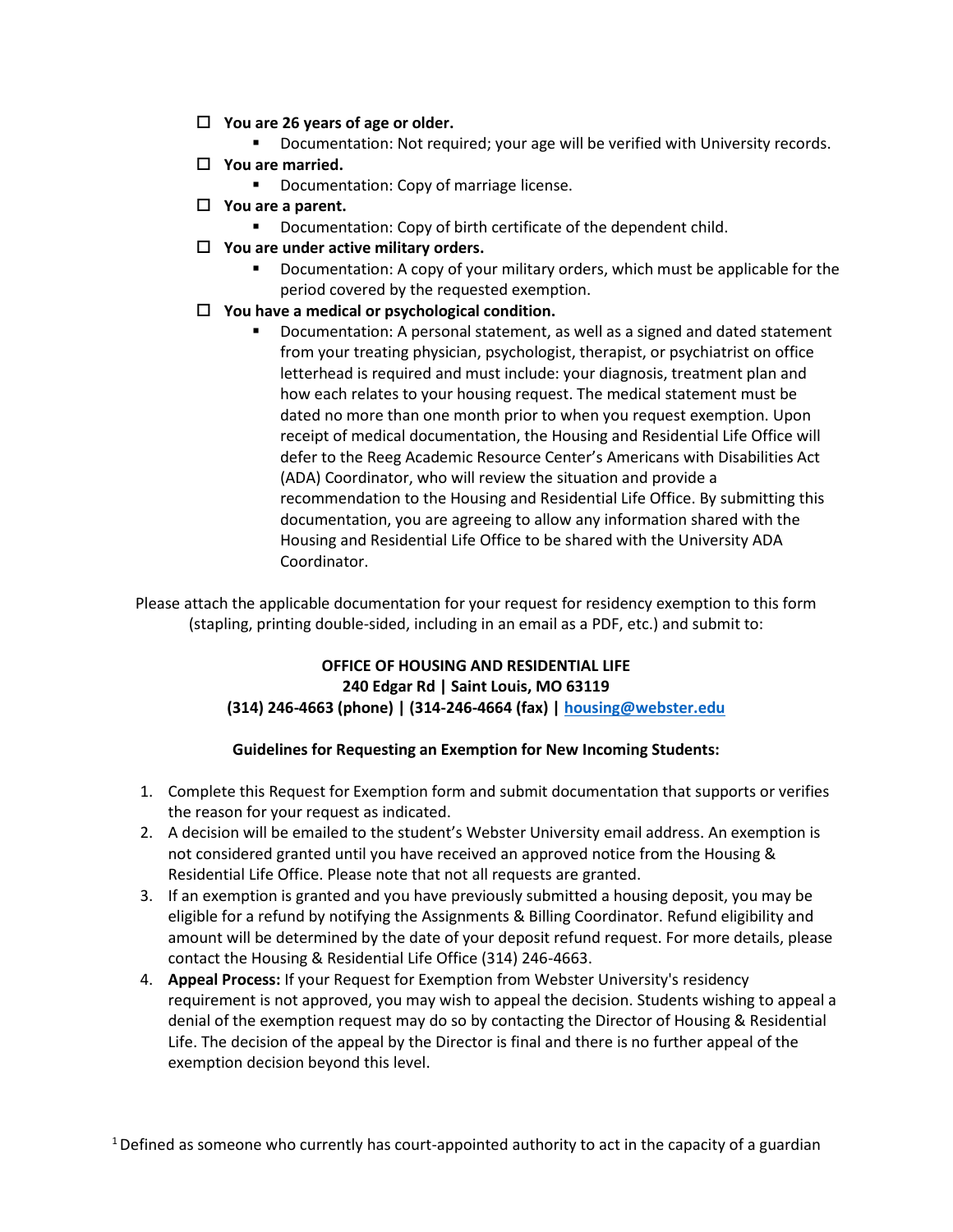- ☐ **You are 26 years of age or older.**
  - Documentation: Not required; your age will be verified with University records.
- ☐ **You are married.**
  - Documentation: Copy of marriage license.
- ☐ **You are a parent.**
  - Documentation: Copy of birth certificate of the dependent child.
- ☐ **You are under active military orders.**
  - Documentation: A copy of your military orders, which must be applicable for the period covered by the requested exemption.
- ☐ **You have a medical or psychological condition.**
  - Documentation: A personal statement, as well as a signed and dated statement from your treating physician, psychologist, therapist, or psychiatrist on office letterhead is required and must include: your diagnosis, treatment plan and how each relates to your housing request. The medical statement must be dated no more than one month prior to when you request exemption. Upon receipt of medical documentation, the Housing and Residential Life Office will defer to the Reeg Academic Resource Center's Americans with Disabilities Act (ADA) Coordinator, who will review the situation and provide a recommendation to the Housing and Residential Life Office. By submitting this documentation, you are agreeing to allow any information shared with the Housing and Residential Life Office to be shared with the University ADA Coordinator.

Please attach the applicable documentation for your request for residency exemption to this form (stapling, printing double-sided, including in an email as a PDF, etc.) and submit to:

**OFFICE OF HOUSING AND RESIDENTIAL LIFE**
**240 Edgar Rd | Saint Louis, MO 63119**
**(314) 246-4663 (phone) | (314-246-4664 (fax) | housing@webster.edu**

**Guidelines for Requesting an Exemption for New Incoming Students:**

1. Complete this Request for Exemption form and submit documentation that supports or verifies the reason for your request as indicated.
2. A decision will be emailed to the student's Webster University email address. An exemption is not considered granted until you have received an approved notice from the Housing & Residential Life Office. Please note that not all requests are granted.
3. If an exemption is granted and you have previously submitted a housing deposit, you may be eligible for a refund by notifying the Assignments & Billing Coordinator. Refund eligibility and amount will be determined by the date of your deposit refund request. For more details, please contact the Housing & Residential Life Office (314) 246-4663.
4. **Appeal Process:** If your Request for Exemption from Webster University's residency requirement is not approved, you may wish to appeal the decision. Students wishing to appeal a denial of the exemption request may do so by contacting the Director of Housing & Residential Life. The decision of the appeal by the Director is final and there is no further appeal of the exemption decision beyond this level.

[1] Defined as someone who currently has court-appointed authority to act in the capacity of a guardian